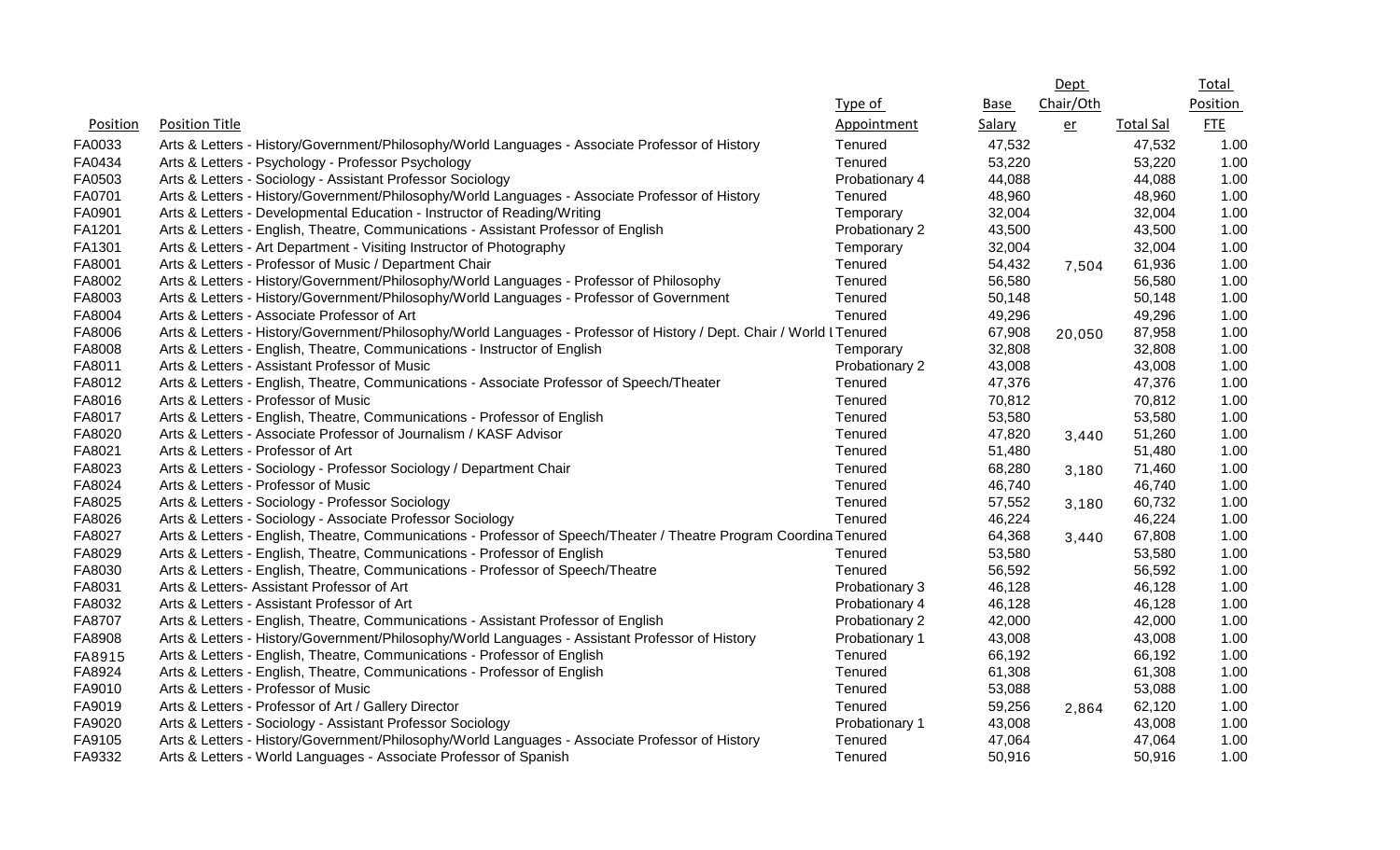| Position | Position Title | Type of Appointment | Base Salary | Dept Chair/Other | Total Sal | Total Position FTE |
|---|---|---|---|---|---|---|
| FA0033 | Arts & Letters - History/Government/Philosophy/World Languages - Associate Professor of History | Tenured | 47,532 | | 47,532 | 1.00 |
| FA0434 | Arts & Letters - Psychology - Professor Psychology | Tenured | 53,220 | | 53,220 | 1.00 |
| FA0503 | Arts & Letters - Sociology - Assistant Professor Sociology | Probationary 4 | 44,088 | | 44,088 | 1.00 |
| FA0701 | Arts & Letters - History/Government/Philosophy/World Languages - Associate Professor of History | Tenured | 48,960 | | 48,960 | 1.00 |
| FA0901 | Arts & Letters - Developmental Education - Instructor of Reading/Writing | Temporary | 32,004 | | 32,004 | 1.00 |
| FA1201 | Arts & Letters - English, Theatre, Communications - Assistant Professor of English | Probationary 2 | 43,500 | | 43,500 | 1.00 |
| FA1301 | Arts & Letters - Art Department - Visiting Instructor of Photography | Temporary | 32,004 | | 32,004 | 1.00 |
| FA8001 | Arts & Letters - Professor of Music / Department Chair | Tenured | 54,432 | 7,504 | 61,936 | 1.00 |
| FA8002 | Arts & Letters - History/Government/Philosophy/World Languages - Professor of Philosophy | Tenured | 56,580 | | 56,580 | 1.00 |
| FA8003 | Arts & Letters - History/Government/Philosophy/World Languages - Professor of Government | Tenured | 50,148 | | 50,148 | 1.00 |
| FA8004 | Arts & Letters - Associate Professor of Art | Tenured | 49,296 | | 49,296 | 1.00 |
| FA8006 | Arts & Letters - History/Government/Philosophy/World Languages - Professor of History / Dept. Chair / World L | Tenured | 67,908 | 20,050 | 87,958 | 1.00 |
| FA8008 | Arts & Letters - English, Theatre, Communications - Instructor of English | Temporary | 32,808 | | 32,808 | 1.00 |
| FA8011 | Arts & Letters - Assistant Professor of Music | Probationary 2 | 43,008 | | 43,008 | 1.00 |
| FA8012 | Arts & Letters - English, Theatre, Communications - Associate Professor of Speech/Theater | Tenured | 47,376 | | 47,376 | 1.00 |
| FA8016 | Arts & Letters - Professor of Music | Tenured | 70,812 | | 70,812 | 1.00 |
| FA8017 | Arts & Letters - English, Theatre, Communications - Professor of English | Tenured | 53,580 | | 53,580 | 1.00 |
| FA8020 | Arts & Letters - Associate Professor of Journalism / KASF Advisor | Tenured | 47,820 | 3,440 | 51,260 | 1.00 |
| FA8021 | Arts & Letters - Professor of Art | Tenured | 51,480 | | 51,480 | 1.00 |
| FA8023 | Arts & Letters - Sociology - Professor Sociology / Department Chair | Tenured | 68,280 | 3,180 | 71,460 | 1.00 |
| FA8024 | Arts & Letters - Professor of Music | Tenured | 46,740 | | 46,740 | 1.00 |
| FA8025 | Arts & Letters - Sociology - Professor Sociology | Tenured | 57,552 | 3,180 | 60,732 | 1.00 |
| FA8026 | Arts & Letters - Sociology - Associate Professor Sociology | Tenured | 46,224 | | 46,224 | 1.00 |
| FA8027 | Arts & Letters - English, Theatre, Communications - Professor of Speech/Theater / Theatre Program Coordina | Tenured | 64,368 | 3,440 | 67,808 | 1.00 |
| FA8029 | Arts & Letters - English, Theatre, Communications - Professor of English | Tenured | 53,580 | | 53,580 | 1.00 |
| FA8030 | Arts & Letters - English, Theatre, Communications - Professor of Speech/Theatre | Tenured | 56,592 | | 56,592 | 1.00 |
| FA8031 | Arts & Letters- Assistant Professor of Art | Probationary 3 | 46,128 | | 46,128 | 1.00 |
| FA8032 | Arts & Letters - Assistant Professor of Art | Probationary 4 | 46,128 | | 46,128 | 1.00 |
| FA8707 | Arts & Letters - English, Theatre, Communications - Assistant Professor of English | Probationary 2 | 42,000 | | 42,000 | 1.00 |
| FA8908 | Arts & Letters - History/Government/Philosophy/World Languages - Assistant Professor of History | Probationary 1 | 43,008 | | 43,008 | 1.00 |
| FA8915 | Arts & Letters - English, Theatre, Communications - Professor of English | Tenured | 66,192 | | 66,192 | 1.00 |
| FA8924 | Arts & Letters - English, Theatre, Communications - Professor of English | Tenured | 61,308 | | 61,308 | 1.00 |
| FA9010 | Arts & Letters - Professor of Music | Tenured | 53,088 | | 53,088 | 1.00 |
| FA9019 | Arts & Letters - Professor of Art / Gallery Director | Tenured | 59,256 | 2,864 | 62,120 | 1.00 |
| FA9020 | Arts & Letters - Sociology - Assistant Professor Sociology | Probationary 1 | 43,008 | | 43,008 | 1.00 |
| FA9105 | Arts & Letters - History/Government/Philosophy/World Languages - Associate Professor of History | Tenured | 47,064 | | 47,064 | 1.00 |
| FA9332 | Arts & Letters - World Languages - Associate Professor of Spanish | Tenured | 50,916 | | 50,916 | 1.00 |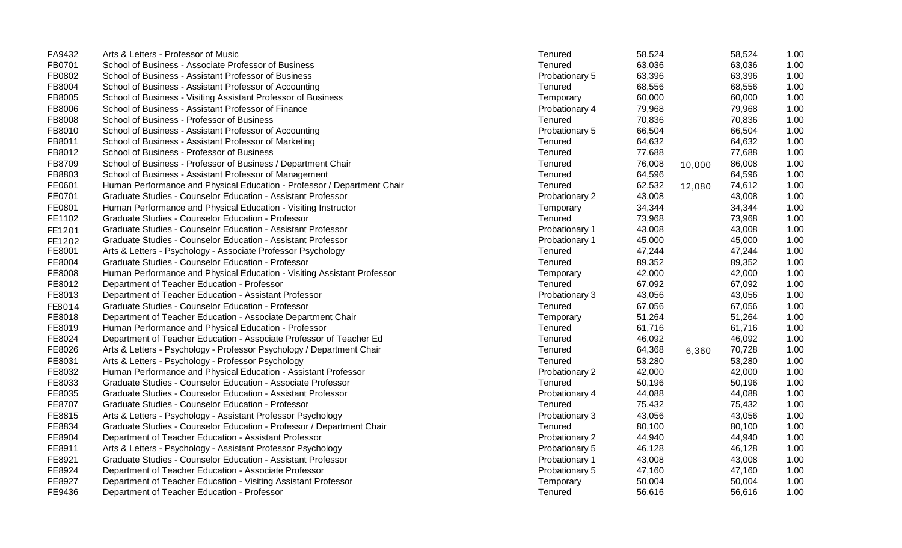| | | | | | | |
|---|---|---|---|---|---|---|
| FA9432 | Arts & Letters - Professor of Music | Tenured | 58,524 | | 58,524 | 1.00 |
| FB0701 | School of Business - Associate Professor of Business | Tenured | 63,036 | | 63,036 | 1.00 |
| FB0802 | School of Business - Assistant Professor of Business | Probationary 5 | 63,396 | | 63,396 | 1.00 |
| FB8004 | School of Business - Assistant Professor of Accounting | Tenured | 68,556 | | 68,556 | 1.00 |
| FB8005 | School of Business - Visiting Assistant Professor of Business | Temporary | 60,000 | | 60,000 | 1.00 |
| FB8006 | School of Business - Assistant Professor of Finance | Probationary 4 | 79,968 | | 79,968 | 1.00 |
| FB8008 | School of Business - Professor of Business | Tenured | 70,836 | | 70,836 | 1.00 |
| FB8010 | School of Business - Assistant Professor of Accounting | Probationary 5 | 66,504 | | 66,504 | 1.00 |
| FB8011 | School of Business - Assistant Professor of Marketing | Tenured | 64,632 | | 64,632 | 1.00 |
| FB8012 | School of Business - Professor of Business | Tenured | 77,688 | | 77,688 | 1.00 |
| FB8709 | School of Business - Professor of Business / Department Chair | Tenured | 76,008 | 10,000 | 86,008 | 1.00 |
| FB8803 | School of Business - Assistant Professor of Management | Tenured | 64,596 | | 64,596 | 1.00 |
| FE0601 | Human Performance and Physical Education - Professor / Department Chair | Tenured | 62,532 | 12,080 | 74,612 | 1.00 |
| FE0701 | Graduate Studies - Counselor Education - Assistant Professor | Probationary 2 | 43,008 | | 43,008 | 1.00 |
| FE0801 | Human Performance and Physical Education - Visiting Instructor | Temporary | 34,344 | | 34,344 | 1.00 |
| FE1102 | Graduate Studies - Counselor Education - Professor | Tenured | 73,968 | | 73,968 | 1.00 |
| FE1201 | Graduate Studies - Counselor Education - Assistant Professor | Probationary 1 | 43,008 | | 43,008 | 1.00 |
| FE1202 | Graduate Studies - Counselor Education - Assistant Professor | Probationary 1 | 45,000 | | 45,000 | 1.00 |
| FE8001 | Arts & Letters - Psychology - Associate Professor Psychology | Tenured | 47,244 | | 47,244 | 1.00 |
| FE8004 | Graduate Studies - Counselor Education - Professor | Tenured | 89,352 | | 89,352 | 1.00 |
| FE8008 | Human Performance and Physical Education - Visiting Assistant Professor | Temporary | 42,000 | | 42,000 | 1.00 |
| FE8012 | Department of Teacher Education - Professor | Tenured | 67,092 | | 67,092 | 1.00 |
| FE8013 | Department of Teacher Education - Assistant Professor | Probationary 3 | 43,056 | | 43,056 | 1.00 |
| FE8014 | Graduate Studies - Counselor Education - Professor | Tenured | 67,056 | | 67,056 | 1.00 |
| FE8018 | Department of Teacher Education - Associate Department Chair | Temporary | 51,264 | | 51,264 | 1.00 |
| FE8019 | Human Performance and Physical Education - Professor | Tenured | 61,716 | | 61,716 | 1.00 |
| FE8024 | Department of Teacher Education - Associate Professor of Teacher Ed | Tenured | 46,092 | | 46,092 | 1.00 |
| FE8026 | Arts & Letters - Psychology - Professor Psychology / Department Chair | Tenured | 64,368 | 6,360 | 70,728 | 1.00 |
| FE8031 | Arts & Letters - Psychology - Professor Psychology | Tenured | 53,280 | | 53,280 | 1.00 |
| FE8032 | Human Performance and Physical Education - Assistant Professor | Probationary 2 | 42,000 | | 42,000 | 1.00 |
| FE8033 | Graduate Studies - Counselor Education - Associate Professor | Tenured | 50,196 | | 50,196 | 1.00 |
| FE8035 | Graduate Studies - Counselor Education - Assistant Professor | Probationary 4 | 44,088 | | 44,088 | 1.00 |
| FE8707 | Graduate Studies - Counselor Education - Professor | Tenured | 75,432 | | 75,432 | 1.00 |
| FE8815 | Arts & Letters - Psychology - Assistant Professor Psychology | Probationary 3 | 43,056 | | 43,056 | 1.00 |
| FE8834 | Graduate Studies - Counselor Education - Professor / Department Chair | Tenured | 80,100 | | 80,100 | 1.00 |
| FE8904 | Department of Teacher Education - Assistant Professor | Probationary 2 | 44,940 | | 44,940 | 1.00 |
| FE8911 | Arts & Letters - Psychology - Assistant Professor Psychology | Probationary 5 | 46,128 | | 46,128 | 1.00 |
| FE8921 | Graduate Studies - Counselor Education - Assistant Professor | Probationary 1 | 43,008 | | 43,008 | 1.00 |
| FE8924 | Department of Teacher Education - Associate Professor | Probationary 5 | 47,160 | | 47,160 | 1.00 |
| FE8927 | Department of Teacher Education - Visiting Assistant Professor | Temporary | 50,004 | | 50,004 | 1.00 |
| FE9436 | Department of Teacher Education - Professor | Tenured | 56,616 | | 56,616 | 1.00 |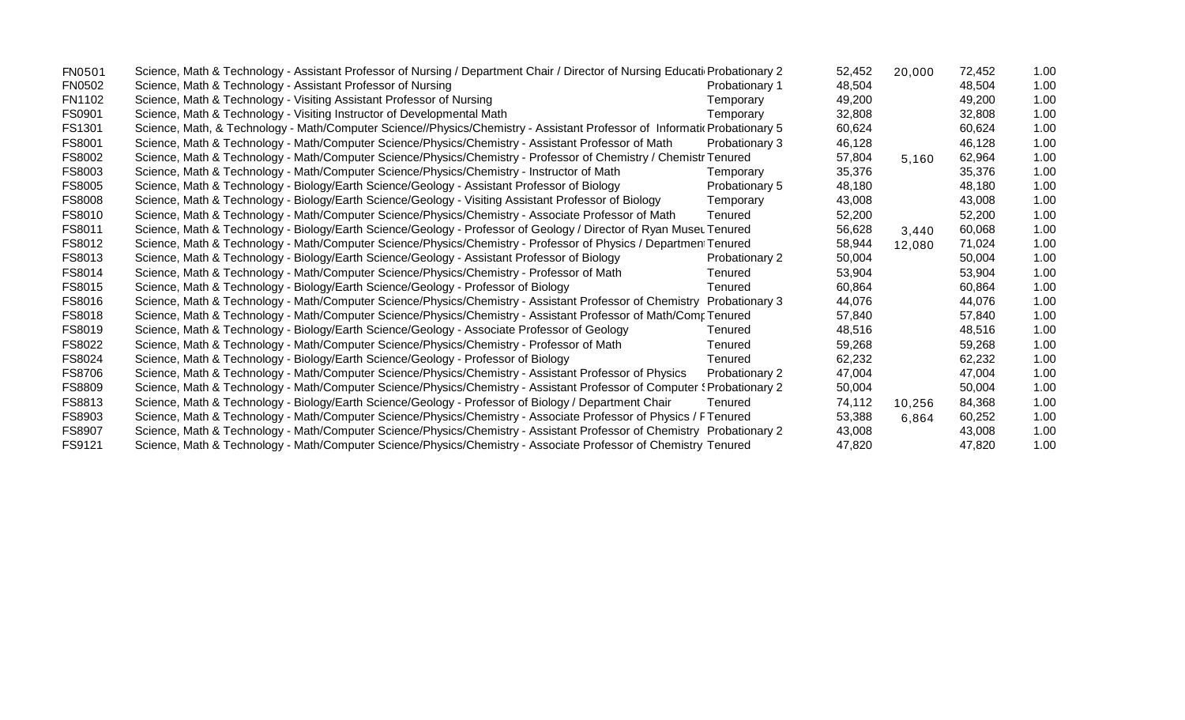| | | | | | | |
|---|---|---|---|---|---|---|
| FN0501 | Science, Math & Technology - Assistant Professor of Nursing / Department Chair / Director of Nursing Educati | Probationary 2 | 52,452 | 20,000 | 72,452 | 1.00 |
| FN0502 | Science, Math & Technology - Assistant Professor of Nursing | Probationary 1 | 48,504 | | 48,504 | 1.00 |
| FN1102 | Science, Math & Technology - Visiting Assistant Professor of Nursing | Temporary | 49,200 | | 49,200 | 1.00 |
| FS0901 | Science, Math & Technology - Visiting Instructor of Developmental Math | Temporary | 32,808 | | 32,808 | 1.00 |
| FS1301 | Science, Math, & Technology - Math/Computer Science//Physics/Chemistry - Assistant Professor of Informati | Probationary 5 | 60,624 | | 60,624 | 1.00 |
| FS8001 | Science, Math & Technology - Math/Computer Science/Physics/Chemistry - Assistant Professor of Math | Probationary 3 | 46,128 | | 46,128 | 1.00 |
| FS8002 | Science, Math & Technology - Math/Computer Science/Physics/Chemistry - Professor of Chemistry / Chemistr | Tenured | 57,804 | 5,160 | 62,964 | 1.00 |
| FS8003 | Science, Math & Technology - Math/Computer Science/Physics/Chemistry - Instructor of Math | Temporary | 35,376 | | 35,376 | 1.00 |
| FS8005 | Science, Math & Technology - Biology/Earth Science/Geology - Assistant Professor of Biology | Probationary 5 | 48,180 | | 48,180 | 1.00 |
| FS8008 | Science, Math & Technology - Biology/Earth Science/Geology - Visiting Assistant Professor of Biology | Temporary | 43,008 | | 43,008 | 1.00 |
| FS8010 | Science, Math & Technology - Math/Computer Science/Physics/Chemistry - Associate Professor of Math | Tenured | 52,200 | | 52,200 | 1.00 |
| FS8011 | Science, Math & Technology - Biology/Earth Science/Geology - Professor of Geology / Director of Ryan Museu | Tenured | 56,628 | 3,440 | 60,068 | 1.00 |
| FS8012 | Science, Math & Technology - Math/Computer Science/Physics/Chemistry - Professor of Physics / Departmen | Tenured | 58,944 | 12,080 | 71,024 | 1.00 |
| FS8013 | Science, Math & Technology - Biology/Earth Science/Geology - Assistant Professor of Biology | Probationary 2 | 50,004 | | 50,004 | 1.00 |
| FS8014 | Science, Math & Technology - Math/Computer Science/Physics/Chemistry - Professor of Math | Tenured | 53,904 | | 53,904 | 1.00 |
| FS8015 | Science, Math & Technology - Biology/Earth Science/Geology - Professor of Biology | Tenured | 60,864 | | 60,864 | 1.00 |
| FS8016 | Science, Math & Technology - Math/Computer Science/Physics/Chemistry - Assistant Professor of Chemistry | Probationary 3 | 44,076 | | 44,076 | 1.00 |
| FS8018 | Science, Math & Technology - Math/Computer Science/Physics/Chemistry - Assistant Professor of Math/Comp | Tenured | 57,840 | | 57,840 | 1.00 |
| FS8019 | Science, Math & Technology - Biology/Earth Science/Geology - Associate Professor of Geology | Tenured | 48,516 | | 48,516 | 1.00 |
| FS8022 | Science, Math & Technology - Math/Computer Science/Physics/Chemistry - Professor of Math | Tenured | 59,268 | | 59,268 | 1.00 |
| FS8024 | Science, Math & Technology - Biology/Earth Science/Geology - Professor of Biology | Tenured | 62,232 | | 62,232 | 1.00 |
| FS8706 | Science, Math & Technology - Math/Computer Science/Physics/Chemistry - Assistant Professor of Physics | Probationary 2 | 47,004 | | 47,004 | 1.00 |
| FS8809 | Science, Math & Technology - Math/Computer Science/Physics/Chemistry - Assistant Professor of Computer S | Probationary 2 | 50,004 | | 50,004 | 1.00 |
| FS8813 | Science, Math & Technology - Biology/Earth Science/Geology - Professor of Biology / Department Chair | Tenured | 74,112 | 10,256 | 84,368 | 1.00 |
| FS8903 | Science, Math & Technology - Math/Computer Science/Physics/Chemistry - Associate Professor of Physics / F | Tenured | 53,388 | 6,864 | 60,252 | 1.00 |
| FS8907 | Science, Math & Technology - Math/Computer Science/Physics/Chemistry - Assistant Professor of Chemistry | Probationary 2 | 43,008 | | 43,008 | 1.00 |
| FS9121 | Science, Math & Technology - Math/Computer Science/Physics/Chemistry - Associate Professor of Chemistry | Tenured | 47,820 | | 47,820 | 1.00 |